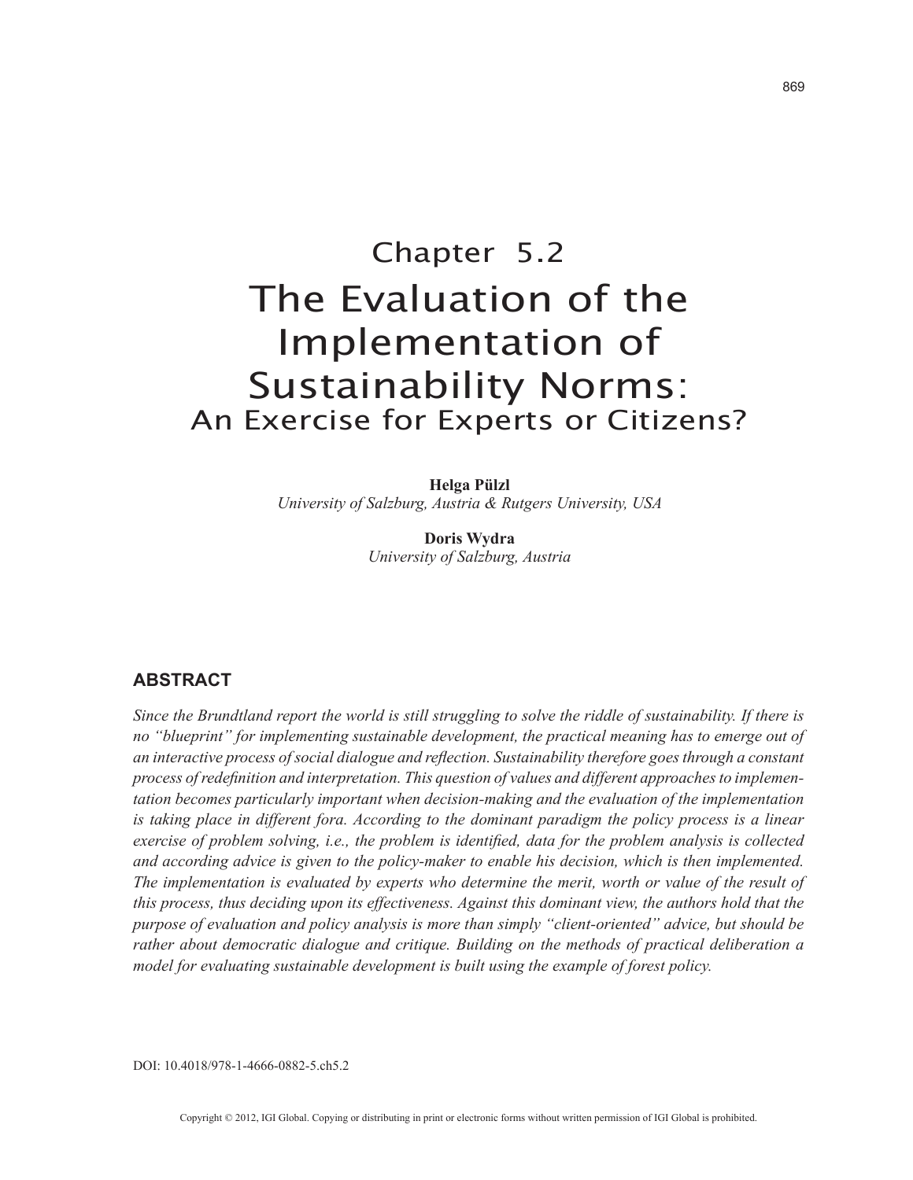# Chapter 5.2
# The Evaluation of the Implementation of Sustainability Norms:
## An Exercise for Experts or Citizens?

**Helga Pülzl**
*University of Salzburg, Austria & Rutgers University, USA*

**Doris Wydra**
*University of Salzburg, Austria*

## ABSTRACT

*Since the Brundtland report the world is still struggling to solve the riddle of sustainability. If there is no "blueprint" for implementing sustainable development, the practical meaning has to emerge out of an interactive process of social dialogue and reflection. Sustainability therefore goes through a constant process of redefinition and interpretation. This question of values and different approaches to implementation becomes particularly important when decision-making and the evaluation of the implementation is taking place in different fora. According to the dominant paradigm the policy process is a linear exercise of problem solving, i.e., the problem is identified, data for the problem analysis is collected and according advice is given to the policy-maker to enable his decision, which is then implemented. The implementation is evaluated by experts who determine the merit, worth or value of the result of this process, thus deciding upon its effectiveness. Against this dominant view, the authors hold that the purpose of evaluation and policy analysis is more than simply "client-oriented" advice, but should be rather about democratic dialogue and critique. Building on the methods of practical deliberation a model for evaluating sustainable development is built using the example of forest policy.*

DOI: 10.4018/978-1-4666-0882-5.ch5.2

Copyright © 2012, IGI Global. Copying or distributing in print or electronic forms without written permission of IGI Global is prohibited.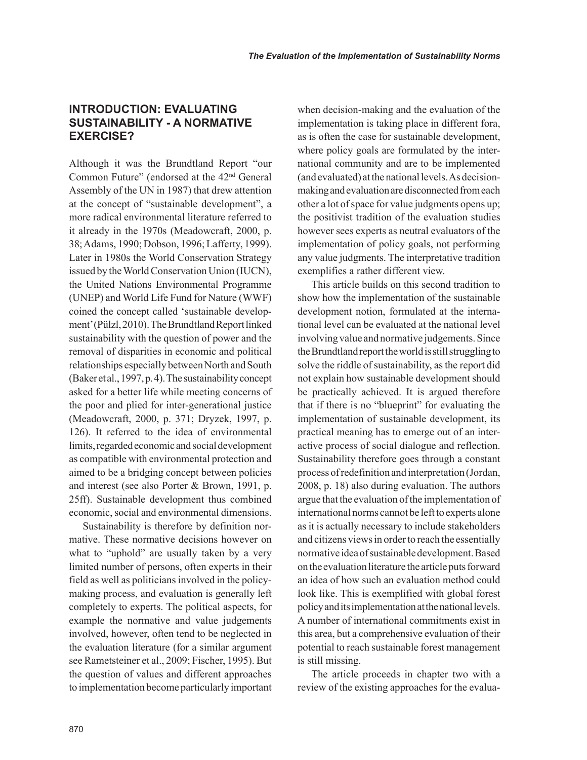## INTRODUCTION: EVALUATING SUSTAINABILITY - A NORMATIVE EXERCISE?

Although it was the Brundtland Report "our Common Future" (endorsed at the 42nd General Assembly of the UN in 1987) that drew attention at the concept of "sustainable development", a more radical environmental literature referred to it already in the 1970s (Meadowcraft, 2000, p. 38; Adams, 1990; Dobson, 1996; Lafferty, 1999). Later in 1980s the World Conservation Strategy issued by the World Conservation Union (IUCN), the United Nations Environmental Programme (UNEP) and World Life Fund for Nature (WWF) coined the concept called 'sustainable development' (Pülzl, 2010). The Brundtland Report linked sustainability with the question of power and the removal of disparities in economic and political relationships especially between North and South (Baker et al., 1997, p. 4). The sustainability concept asked for a better life while meeting concerns of the poor and plied for inter-generational justice (Meadowcraft, 2000, p. 371; Dryzek, 1997, p. 126). It referred to the idea of environmental limits, regarded economic and social development as compatible with environmental protection and aimed to be a bridging concept between policies and interest (see also Porter & Brown, 1991, p. 25ff). Sustainable development thus combined economic, social and environmental dimensions.

Sustainability is therefore by definition normative. These normative decisions however on what to "uphold" are usually taken by a very limited number of persons, often experts in their field as well as politicians involved in the policy-making process, and evaluation is generally left completely to experts. The political aspects, for example the normative and value judgements involved, however, often tend to be neglected in the evaluation literature (for a similar argument see Rametsteiner et al., 2009; Fischer, 1995). But the question of values and different approaches to implementation become particularly important when decision-making and the evaluation of the implementation is taking place in different fora, as is often the case for sustainable development, where policy goals are formulated by the international community and are to be implemented (and evaluated) at the national levels. As decision-making and evaluation are disconnected from each other a lot of space for value judgments opens up; the positivist tradition of the evaluation studies however sees experts as neutral evaluators of the implementation of policy goals, not performing any value judgments. The interpretative tradition exemplifies a rather different view.

This article builds on this second tradition to show how the implementation of the sustainable development notion, formulated at the international level can be evaluated at the national level involving value and normative judgements. Since the Brundtland report the world is still struggling to solve the riddle of sustainability, as the report did not explain how sustainable development should be practically achieved. It is argued therefore that if there is no "blueprint" for evaluating the implementation of sustainable development, its practical meaning has to emerge out of an interactive process of social dialogue and reflection. Sustainability therefore goes through a constant process of redefinition and interpretation (Jordan, 2008, p. 18) also during evaluation. The authors argue that the evaluation of the implementation of international norms cannot be left to experts alone as it is actually necessary to include stakeholders and citizens views in order to reach the essentially normative idea of sustainable development. Based on the evaluation literature the article puts forward an idea of how such an evaluation method could look like. This is exemplified with global forest policy and its implementation at the national levels. A number of international commitments exist in this area, but a comprehensive evaluation of their potential to reach sustainable forest management is still missing.

The article proceeds in chapter two with a review of the existing approaches for the evalua-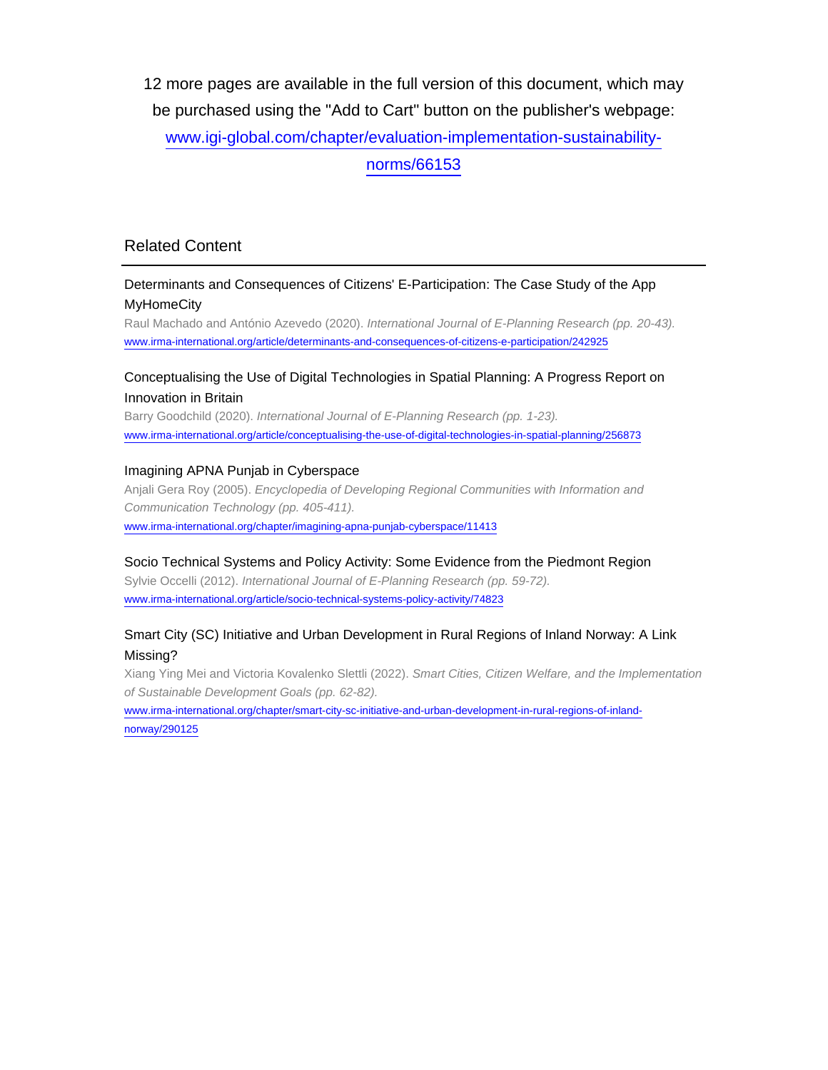12 more pages are available in the full version of this document, which may be purchased using the "Add to Cart" button on the publisher's webpage: www.igi-global.com/chapter/evaluation-implementation-sustainability-norms/66153

## Related Content

Determinants and Consequences of Citizens' E-Participation: The Case Study of the App MyHomeCity

Raul Machado and António Azevedo (2020). *International Journal of E-Planning Research (pp. 20-43).*

www.irma-international.org/article/determinants-and-consequences-of-citizens-e-participation/242925

Conceptualising the Use of Digital Technologies in Spatial Planning: A Progress Report on Innovation in Britain

Barry Goodchild (2020). *International Journal of E-Planning Research (pp. 1-23).*

www.irma-international.org/article/conceptualising-the-use-of-digital-technologies-in-spatial-planning/256873

Imagining APNA Punjab in Cyberspace

Anjali Gera Roy (2005). *Encyclopedia of Developing Regional Communities with Information and Communication Technology (pp. 405-411).*

www.irma-international.org/chapter/imagining-apna-punjab-cyberspace/11413

Socio Technical Systems and Policy Activity: Some Evidence from the Piedmont Region

Sylvie Occelli (2012). *International Journal of E-Planning Research (pp. 59-72).*

www.irma-international.org/article/socio-technical-systems-policy-activity/74823

Smart City (SC) Initiative and Urban Development in Rural Regions of Inland Norway: A Link Missing?

Xiang Ying Mei and Victoria Kovalenko Slettli (2022). *Smart Cities, Citizen Welfare, and the Implementation of Sustainable Development Goals (pp. 62-82).*

www.irma-international.org/chapter/smart-city-sc-initiative-and-urban-development-in-rural-regions-of-inland-norway/290125